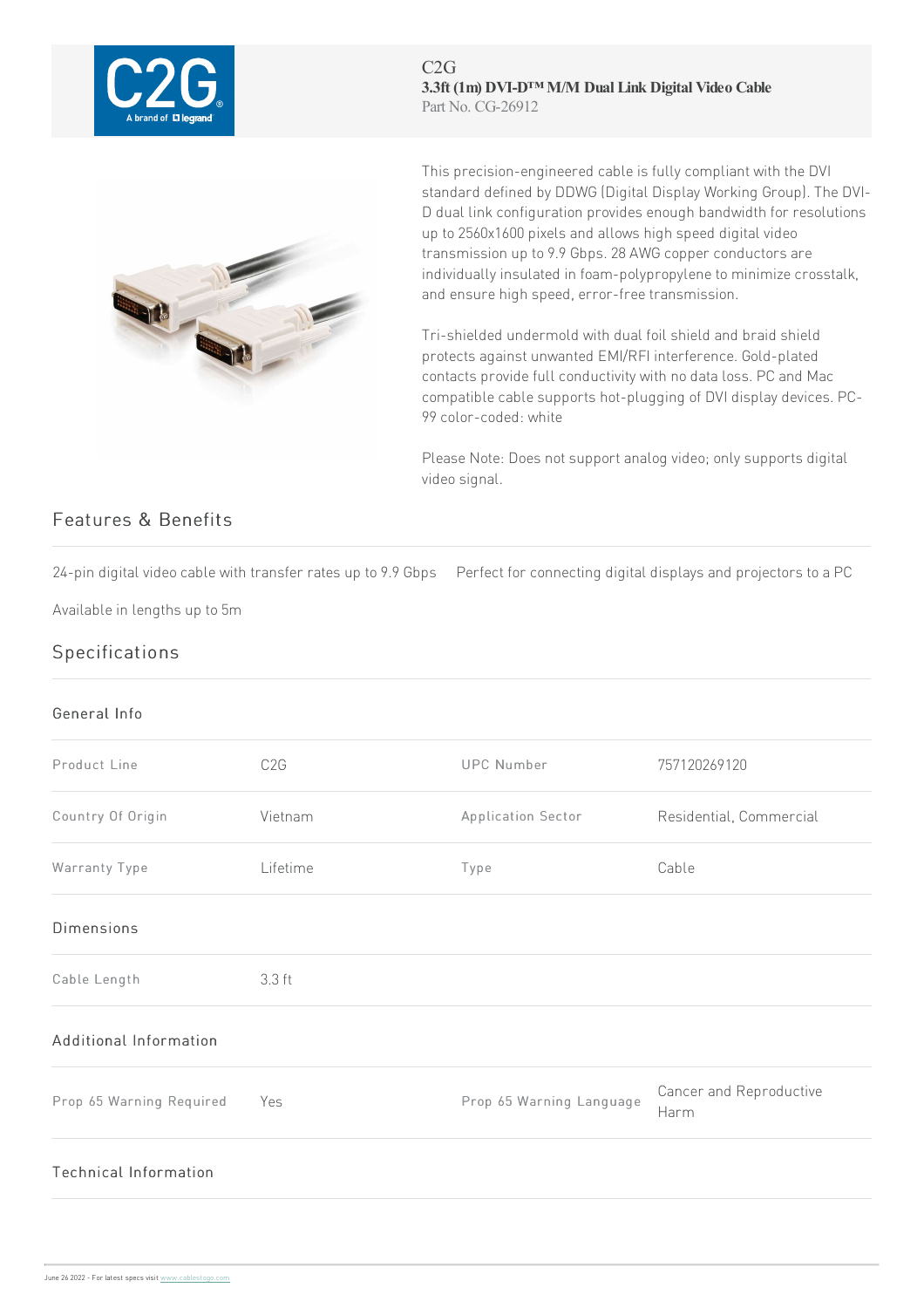C2G

**3.3ft (1m) DVI-D™ M/M Dual Link Digital Video Cable**

Part No. CG-26912

This precision-engineered cable is fully compliant with the DVI standard defined by DDWG (Digital Display Working Group). The DVI-D dual link configuration provides enough bandwidth for resolutions up to 2560x1600 pixels and allows high speed digital video transmission up to 9.9 Gbps. 28 AWG copper conductors are individually insulated in foam-polypropylene to minimize crosstalk, and ensure high speed, error-free transmission.

Tri-shielded undermold with dual foil shield and braid shield protects against unwanted EMI/RFI interference. Gold-plated contacts provide full conductivity with no data loss. PC and Mac compatible cable supports hot-plugging of DVI display devices. PC-99 color-coded: white

Please Note: Does not support analog video; only supports digital video signal.

## Features & Benefits

- 24-pin digital video cable with transfer rates up to 9.9 Gbps
- Perfect for connecting digital displays and projectors to a PC
- Available in lengths up to 5m

## Specifications

### General Info

| | | | |
|---|---|---|---|
| Product Line | C2G | UPC Number | 757120269120 |
| Country Of Origin | Vietnam | Application Sector | Residential, Commercial |
| Warranty Type | Lifetime | Type | Cable |

### Dimensions

| | |
|---|---|
| Cable Length | 3.3 ft |

### Additional Information

| | | | |
|---|---|---|---|
| Prop 65 Warning Required | Yes | Prop 65 Warning Language | Cancer and Reproductive Harm |

### Technical Information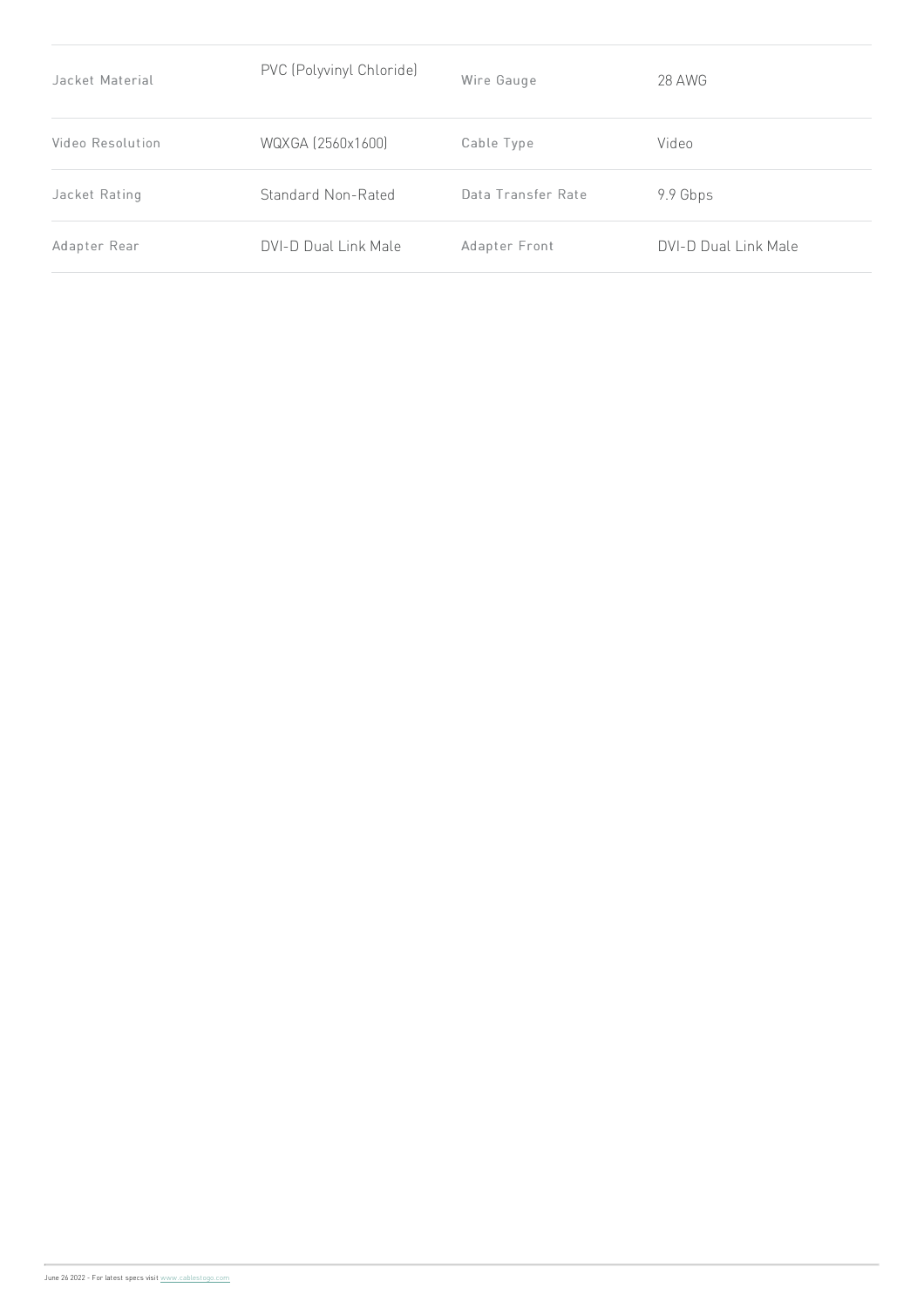| | | | |
|---|---|---|---|
| Jacket Material | PVC (Polyvinyl Chloride) | Wire Gauge | 28 AWG |
| Video Resolution | WQXGA (2560x1600) | Cable Type | Video |
| Jacket Rating | Standard Non-Rated | Data Transfer Rate | 9.9 Gbps |
| Adapter Rear | DVI-D Dual Link Male | Adapter Front | DVI-D Dual Link Male |

June 26 2022 - For latest specs visit www.cablestogo.com